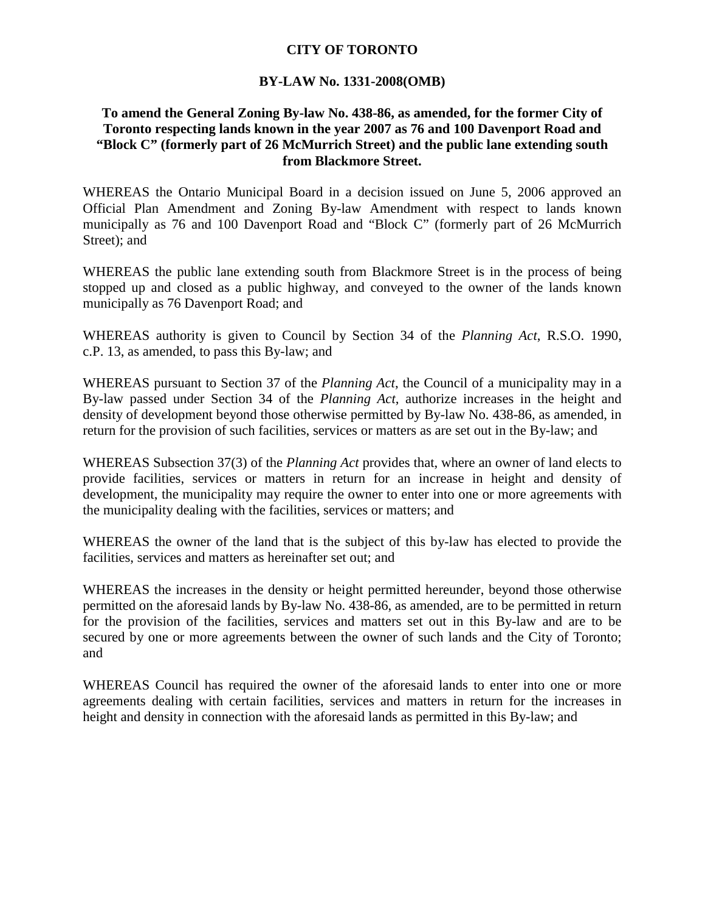**CITY OF TORONTO**

**BY-LAW No. 1331-2008(OMB)**

**To amend the General Zoning By-law No. 438-86, as amended, for the former City of Toronto respecting lands known in the year 2007 as 76 and 100 Davenport Road and "Block C" (formerly part of 26 McMurrich Street) and the public lane extending south from Blackmore Street.**

WHEREAS the Ontario Municipal Board in a decision issued on June 5, 2006 approved an Official Plan Amendment and Zoning By-law Amendment with respect to lands known municipally as 76 and 100 Davenport Road and "Block C" (formerly part of 26 McMurrich Street); and

WHEREAS the public lane extending south from Blackmore Street is in the process of being stopped up and closed as a public highway, and conveyed to the owner of the lands known municipally as 76 Davenport Road; and

WHEREAS authority is given to Council by Section 34 of the *Planning Act*, R.S.O. 1990, c.P. 13, as amended, to pass this By-law; and

WHEREAS pursuant to Section 37 of the *Planning Act*, the Council of a municipality may in a By-law passed under Section 34 of the *Planning Act*, authorize increases in the height and density of development beyond those otherwise permitted by By-law No. 438-86, as amended, in return for the provision of such facilities, services or matters as are set out in the By-law; and

WHEREAS Subsection 37(3) of the *Planning Act* provides that, where an owner of land elects to provide facilities, services or matters in return for an increase in height and density of development, the municipality may require the owner to enter into one or more agreements with the municipality dealing with the facilities, services or matters; and

WHEREAS the owner of the land that is the subject of this by-law has elected to provide the facilities, services and matters as hereinafter set out; and

WHEREAS the increases in the density or height permitted hereunder, beyond those otherwise permitted on the aforesaid lands by By-law No. 438-86, as amended, are to be permitted in return for the provision of the facilities, services and matters set out in this By-law and are to be secured by one or more agreements between the owner of such lands and the City of Toronto; and

WHEREAS Council has required the owner of the aforesaid lands to enter into one or more agreements dealing with certain facilities, services and matters in return for the increases in height and density in connection with the aforesaid lands as permitted in this By-law; and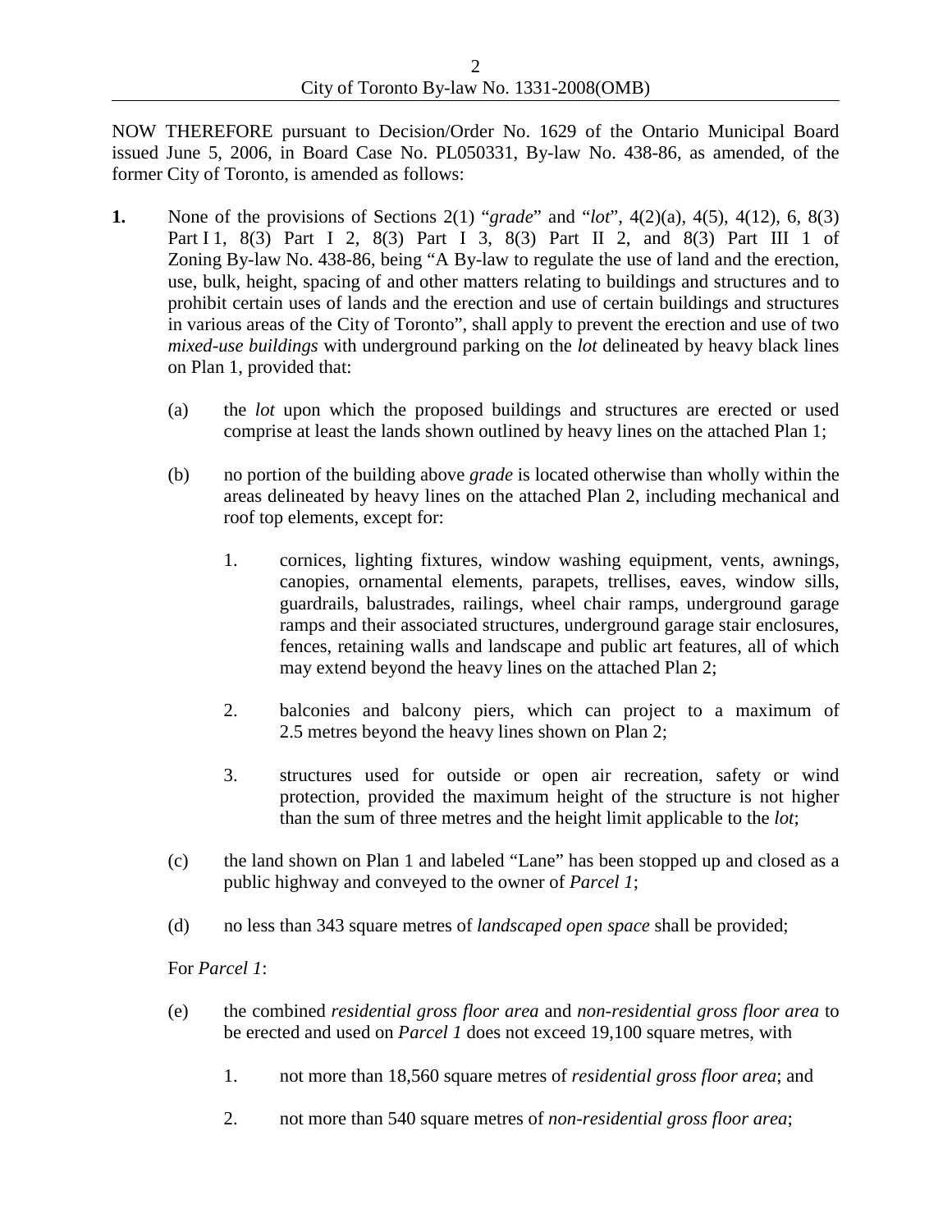NOW THEREFORE pursuant to Decision/Order No. 1629 of the Ontario Municipal Board issued June 5, 2006, in Board Case No. PL050331, By-law No. 438-86, as amended, of the former City of Toronto, is amended as follows:

**1.** None of the provisions of Sections 2(1) "*grade*" and "*lot*", 4(2)(a), 4(5), 4(12), 6, 8(3) Part I 1, 8(3) Part I 2, 8(3) Part I 3, 8(3) Part II 2, and 8(3) Part III 1 of Zoning By-law No. 438-86, being "A By-law to regulate the use of land and the erection, use, bulk, height, spacing of and other matters relating to buildings and structures and to prohibit certain uses of lands and the erection and use of certain buildings and structures in various areas of the City of Toronto", shall apply to prevent the erection and use of two *mixed-use buildings* with underground parking on the *lot* delineated by heavy black lines on Plan 1, provided that:

(a) the *lot* upon which the proposed buildings and structures are erected or used comprise at least the lands shown outlined by heavy lines on the attached Plan 1;

(b) no portion of the building above *grade* is located otherwise than wholly within the areas delineated by heavy lines on the attached Plan 2, including mechanical and roof top elements, except for:

1. cornices, lighting fixtures, window washing equipment, vents, awnings, canopies, ornamental elements, parapets, trellises, eaves, window sills, guardrails, balustrades, railings, wheel chair ramps, underground garage ramps and their associated structures, underground garage stair enclosures, fences, retaining walls and landscape and public art features, all of which may extend beyond the heavy lines on the attached Plan 2;

2. balconies and balcony piers, which can project to a maximum of 2.5 metres beyond the heavy lines shown on Plan 2;

3. structures used for outside or open air recreation, safety or wind protection, provided the maximum height of the structure is not higher than the sum of three metres and the height limit applicable to the *lot*;

(c) the land shown on Plan 1 and labeled "Lane" has been stopped up and closed as a public highway and conveyed to the owner of *Parcel 1*;

(d) no less than 343 square metres of *landscaped open space* shall be provided;

For *Parcel 1*:

(e) the combined *residential gross floor area* and *non-residential gross floor area* to be erected and used on *Parcel 1* does not exceed 19,100 square metres, with

1. not more than 18,560 square metres of *residential gross floor area*; and

2. not more than 540 square metres of *non-residential gross floor area*;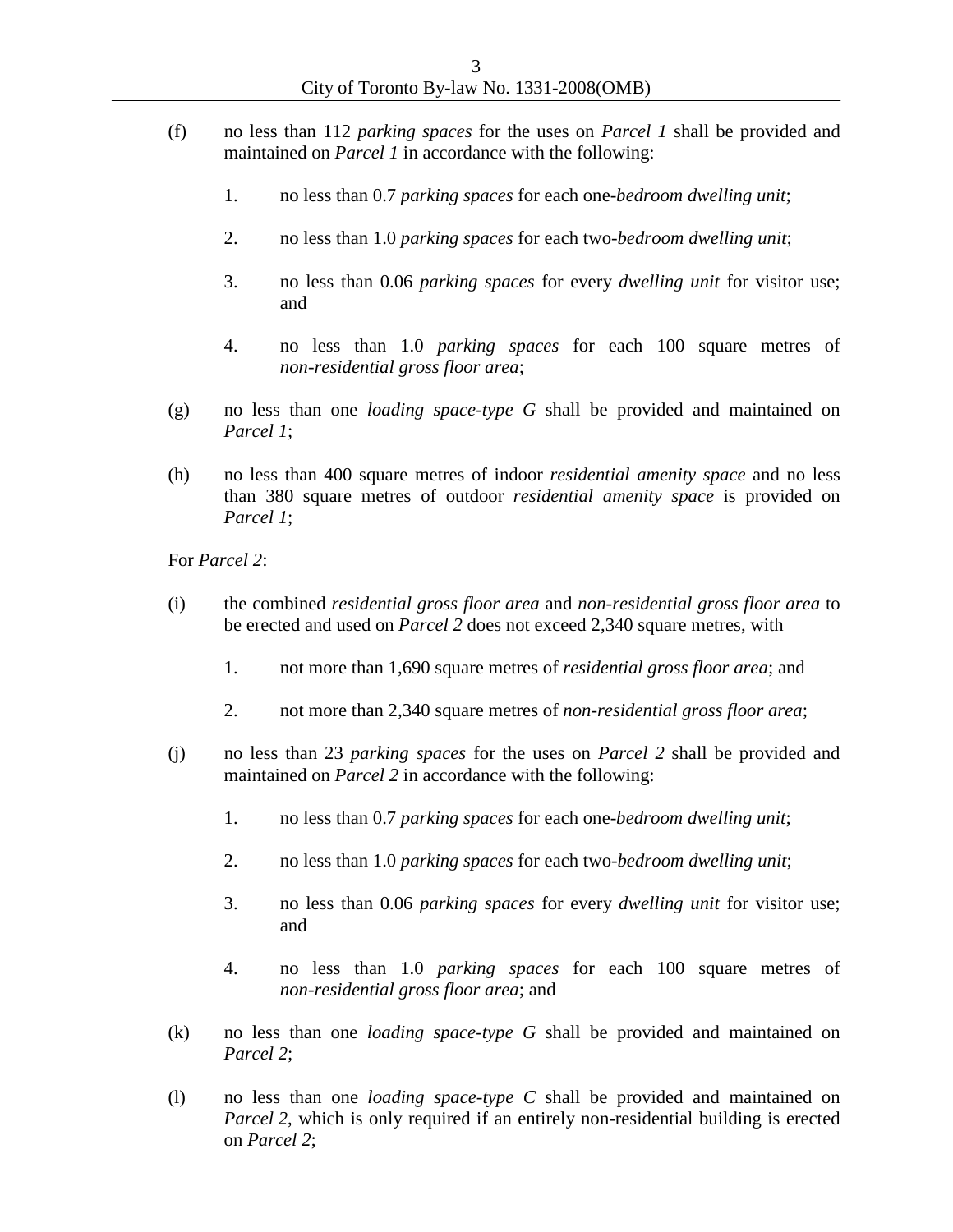(f) no less than 112 *parking spaces* for the uses on *Parcel 1* shall be provided and maintained on *Parcel 1* in accordance with the following:

    1. no less than 0.7 *parking spaces* for each one-*bedroom dwelling unit*;

    2. no less than 1.0 *parking spaces* for each two-*bedroom dwelling unit*;

    3. no less than 0.06 *parking spaces* for every *dwelling unit* for visitor use; and

    4. no less than 1.0 *parking spaces* for each 100 square metres of *non-residential gross floor area*;

(g) no less than one *loading space-type G* shall be provided and maintained on *Parcel 1*;

(h) no less than 400 square metres of indoor *residential amenity space* and no less than 380 square metres of outdoor *residential amenity space* is provided on *Parcel 1*;

For *Parcel 2*:

(i) the combined *residential gross floor area* and *non-residential gross floor area* to be erected and used on *Parcel 2* does not exceed 2,340 square metres, with

    1. not more than 1,690 square metres of *residential gross floor area*; and

    2. not more than 2,340 square metres of *non-residential gross floor area*;

(j) no less than 23 *parking spaces* for the uses on *Parcel 2* shall be provided and maintained on *Parcel 2* in accordance with the following:

    1. no less than 0.7 *parking spaces* for each one-*bedroom dwelling unit*;

    2. no less than 1.0 *parking spaces* for each two-*bedroom dwelling unit*;

    3. no less than 0.06 *parking spaces* for every *dwelling unit* for visitor use; and

    4. no less than 1.0 *parking spaces* for each 100 square metres of *non-residential gross floor area*; and

(k) no less than one *loading space-type G* shall be provided and maintained on *Parcel 2*;

(l) no less than one *loading space-type C* shall be provided and maintained on *Parcel 2*, which is only required if an entirely non-residential building is erected on *Parcel 2*;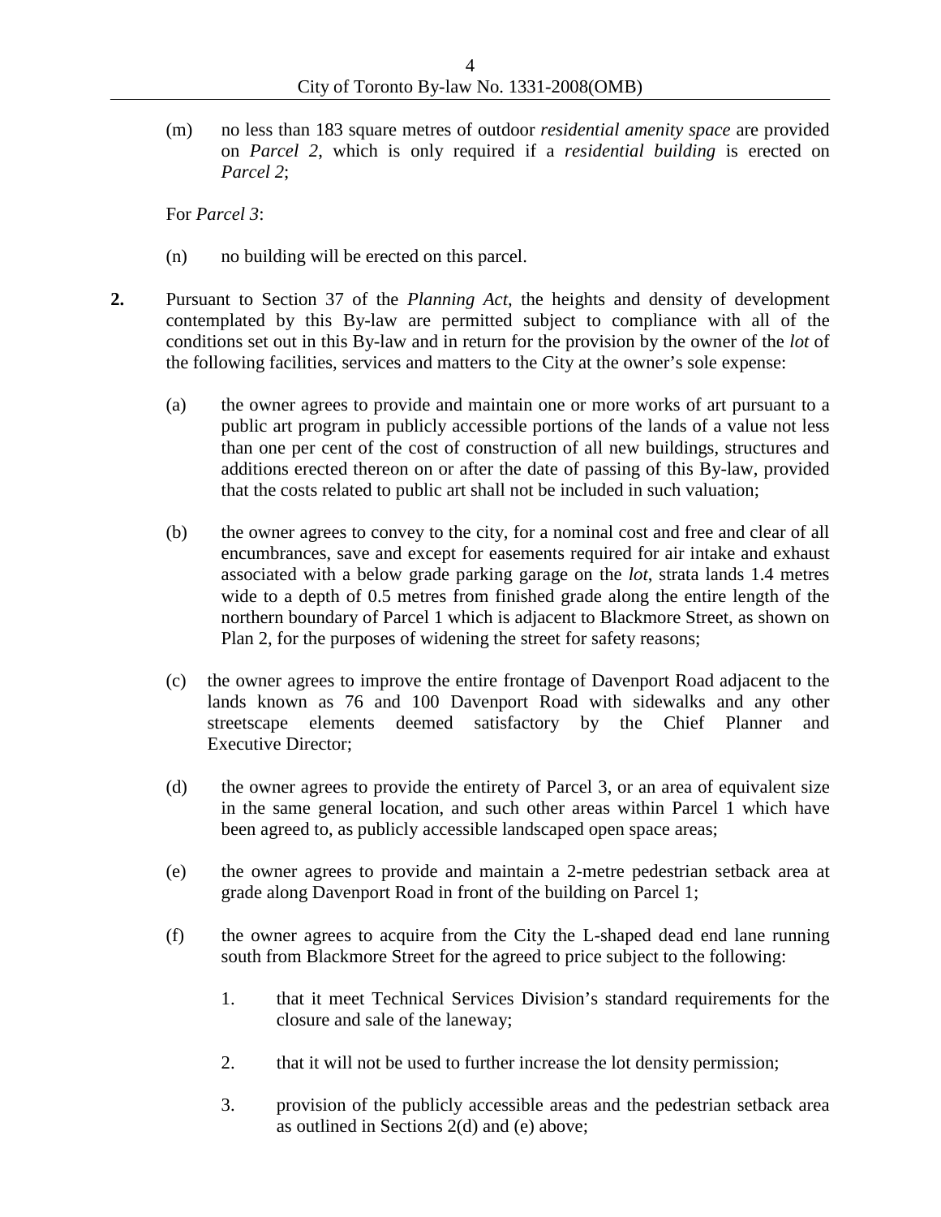(m) no less than 183 square metres of outdoor *residential amenity space* are provided on *Parcel 2*, which is only required if a *residential building* is erected on *Parcel 2*;

For *Parcel 3*:

(n) no building will be erected on this parcel.

**2.** Pursuant to Section 37 of the *Planning Act*, the heights and density of development contemplated by this By-law are permitted subject to compliance with all of the conditions set out in this By-law and in return for the provision by the owner of the *lot* of the following facilities, services and matters to the City at the owner's sole expense:

(a) the owner agrees to provide and maintain one or more works of art pursuant to a public art program in publicly accessible portions of the lands of a value not less than one per cent of the cost of construction of all new buildings, structures and additions erected thereon on or after the date of passing of this By-law, provided that the costs related to public art shall not be included in such valuation;

(b) the owner agrees to convey to the city, for a nominal cost and free and clear of all encumbrances, save and except for easements required for air intake and exhaust associated with a below grade parking garage on the *lot*, strata lands 1.4 metres wide to a depth of 0.5 metres from finished grade along the entire length of the northern boundary of Parcel 1 which is adjacent to Blackmore Street, as shown on Plan 2, for the purposes of widening the street for safety reasons;

(c) the owner agrees to improve the entire frontage of Davenport Road adjacent to the lands known as 76 and 100 Davenport Road with sidewalks and any other streetscape elements deemed satisfactory by the Chief Planner and Executive Director;

(d) the owner agrees to provide the entirety of Parcel 3, or an area of equivalent size in the same general location, and such other areas within Parcel 1 which have been agreed to, as publicly accessible landscaped open space areas;

(e) the owner agrees to provide and maintain a 2-metre pedestrian setback area at grade along Davenport Road in front of the building on Parcel 1;

(f) the owner agrees to acquire from the City the L-shaped dead end lane running south from Blackmore Street for the agreed to price subject to the following:

1. that it meet Technical Services Division's standard requirements for the closure and sale of the laneway;

2. that it will not be used to further increase the lot density permission;

3. provision of the publicly accessible areas and the pedestrian setback area as outlined in Sections 2(d) and (e) above;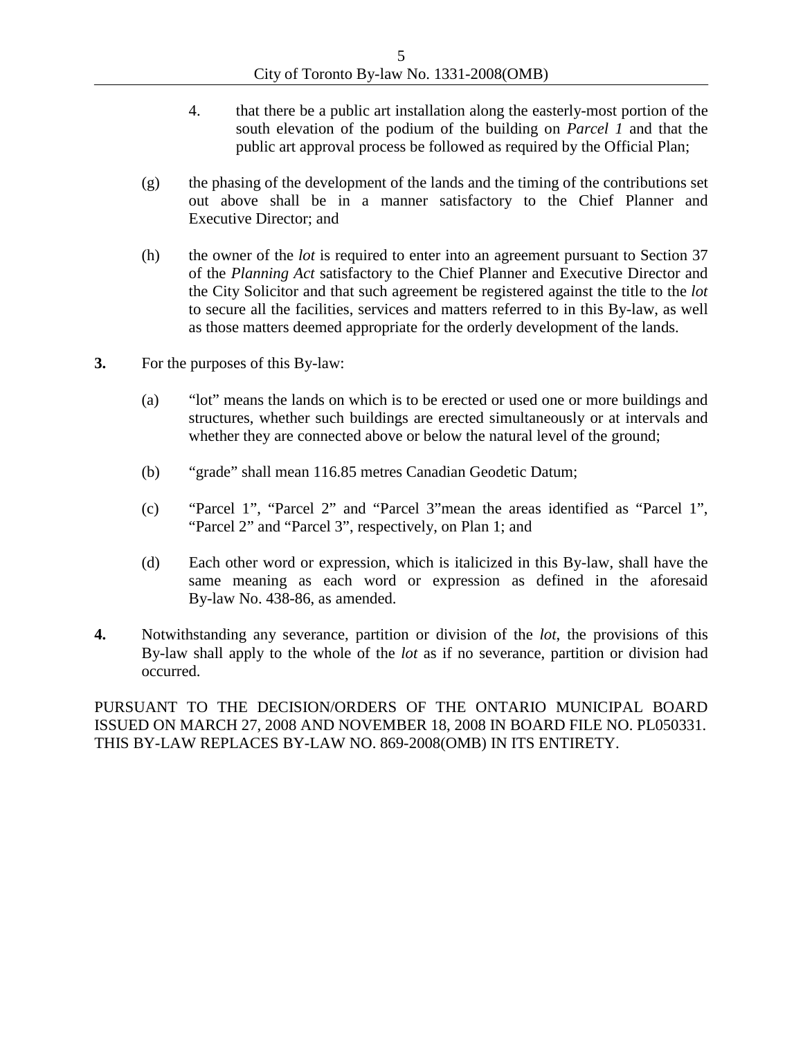4. that there be a public art installation along the easterly-most portion of the south elevation of the podium of the building on *Parcel 1* and that the public art approval process be followed as required by the Official Plan;

(g) the phasing of the development of the lands and the timing of the contributions set out above shall be in a manner satisfactory to the Chief Planner and Executive Director; and

(h) the owner of the *lot* is required to enter into an agreement pursuant to Section 37 of the *Planning Act* satisfactory to the Chief Planner and Executive Director and the City Solicitor and that such agreement be registered against the title to the *lot* to secure all the facilities, services and matters referred to in this By-law, as well as those matters deemed appropriate for the orderly development of the lands.

**3.** For the purposes of this By-law:

(a) "lot" means the lands on which is to be erected or used one or more buildings and structures, whether such buildings are erected simultaneously or at intervals and whether they are connected above or below the natural level of the ground;

(b) "grade" shall mean 116.85 metres Canadian Geodetic Datum;

(c) "Parcel 1", "Parcel 2" and "Parcel 3"mean the areas identified as "Parcel 1", "Parcel 2" and "Parcel 3", respectively, on Plan 1; and

(d) Each other word or expression, which is italicized in this By-law, shall have the same meaning as each word or expression as defined in the aforesaid By-law No. 438-86, as amended.

**4.** Notwithstanding any severance, partition or division of the *lot*, the provisions of this By-law shall apply to the whole of the *lot* as if no severance, partition or division had occurred.

PURSUANT TO THE DECISION/ORDERS OF THE ONTARIO MUNICIPAL BOARD ISSUED ON MARCH 27, 2008 AND NOVEMBER 18, 2008 IN BOARD FILE NO. PL050331. THIS BY-LAW REPLACES BY-LAW NO. 869-2008(OMB) IN ITS ENTIRETY.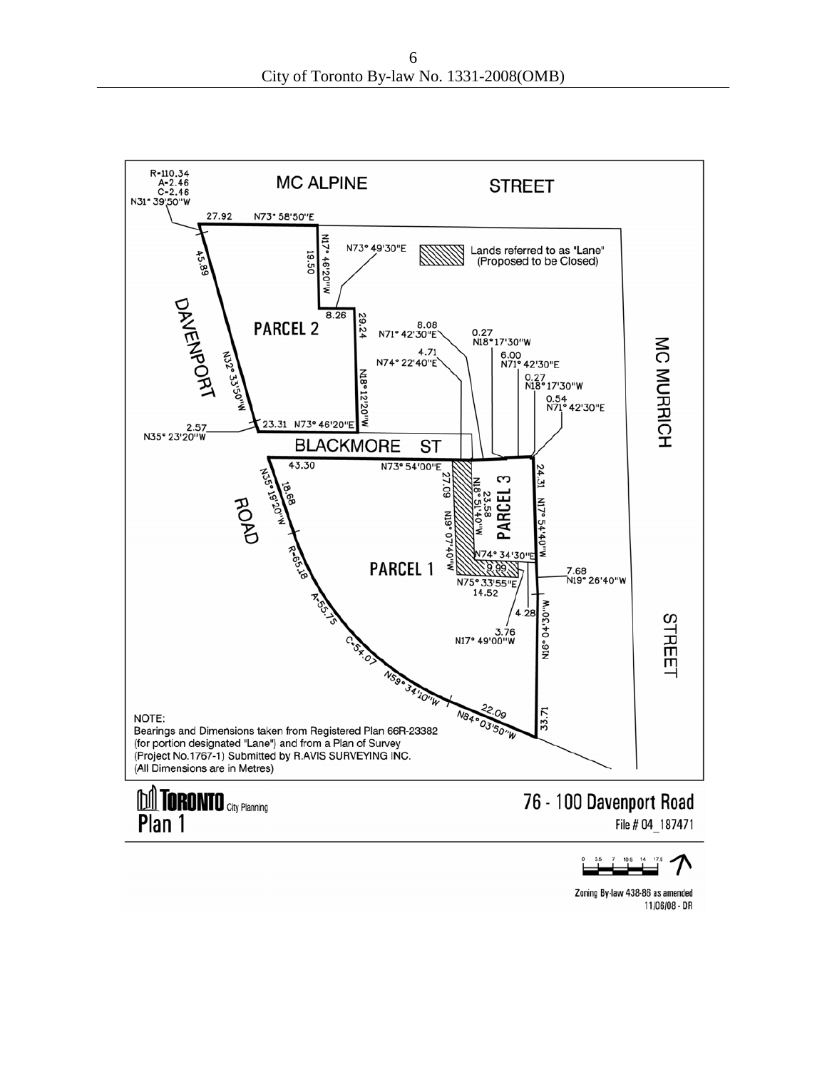MC ALPINE STREET

R=110.34
A=2.46
C=2.46
N31° 39'50"W

27.92 N73° 58'50"E

N17° 46'20"W 19.50

N73° 49'30"E

Lands referred to as "Lane" (Proposed to be Closed)

45.89

8.26

29.24

DAVENPORT

PARCEL 2

8.08
N71° 42'30"E

0.27
N18°17'30"W

4.71
N74° 22'40"E

6.00
N71° 42'30"E

0.27
N18° 17'30"W

0.54
N71° 42'30"E

MC MURRICH

N32° 33'50"W

N18°12'20"W

2.57
N35° 23'20"W

23.31 N73° 46'20"E

BLACKMORE ST

43.30 N73° 54'00"E

N35° 19'20"W 18.68

27.09 N19° 07'40"W

N18° 51'40"W 23.58

PARCEL 3

24.31 N17° 54'40"W

ROAD

R=65.18

N74° 34'30"E

PARCEL 1

9.99

N75° 33'55"E 14.52

7.68
N19° 26'40"W

A=55.75

4.28

3.76
N17° 49'00"W

N16° 04'30"W

STREET

C=54.07

N59° 34'10"W

22.09
N84° 03'50"W

33.71

NOTE:
Bearings and Dimensions taken from Registered Plan 66R-23382 (for portion designated "Lane") and from a Plan of Survey (Project No.1767-1) Submitted by R.AVIS SURVEYING INC.
(All Dimensions are in Metres)

TORONTO City Planning

Plan 1

76 - 100 Davenport Road

File # 04_187471

0 3.5 7 10.5 14 17.5

Zoning By-law 438-86 as amended

11/06/08 - DR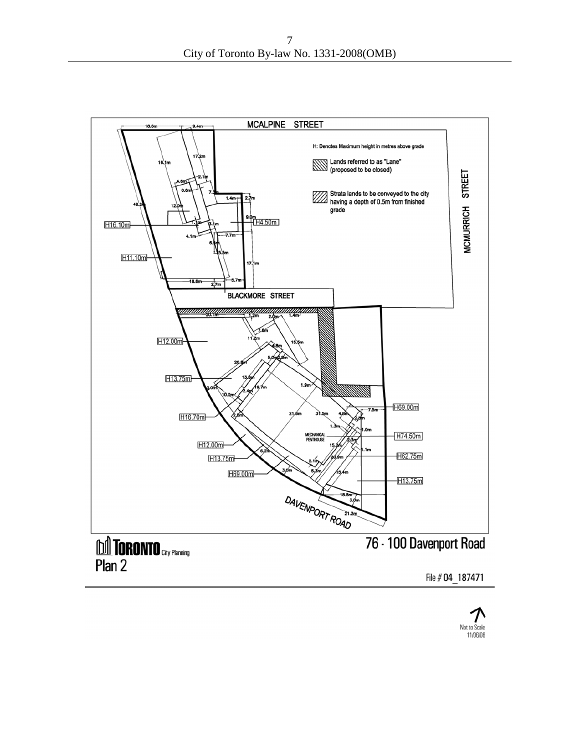MCALPINE STREET

H: Denotes Maximum height in metres above grade

Lands referred to as "Lane" (proposed to be closed)

Strata lands to be conveyed to the city having a depth of 0.5m from finished grade

MCMURRICH STREET

BLACKMORE STREET

DAVENPORT ROAD

H16.10m

H4.50m

H11.10m

H12.00m

H13.75m

H16.70m

H12.00m

H13.75m

H69.00m

H69.00m

H74.50m

H62.75m

H13.75m

MECHANICAL PENTHOUSE

18.6m 9.4m 17.2m 16.1m 4.6m 2.1m 0.6m 7.3m 1.4m 2.7m 48.2m 12.0m 9.0m 1.1m 3.1m 4.1m 7.7m 6.5m 5.5m 17.1m 18.6m 2.7m 5.7m

20.1m 1.2m 2.0m 1.4m 7.6m 11.2m 15.5m 4.8m 5.0m 2.5m 20.5m 13.8m 1.9m 3.0m 2.4m 19.7m 10.0m 2.6m 21.6m 31.5m 4.5m 7.5m 2.6m 1.3m 1.0m 15.2m 2.3m 1.1m 6.2m 2.1m 20.9m 3.0m 5.3m 15.4m 18.8m 3.0m 21.2m

TORONTO City Planning

Plan 2

76 - 100 Davenport Road

File # 04_187471

Not to Scale
11/06/08